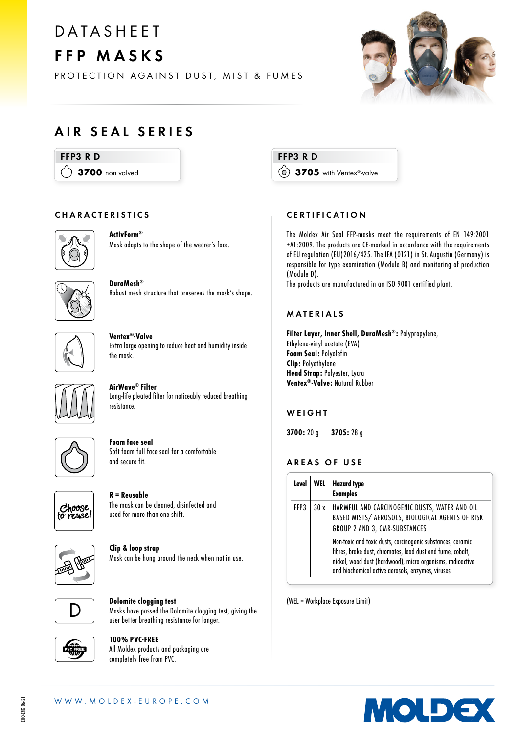# DATASHEET

# FFP MASKS

PROTECTION AGAINST DUST, MIST & FUMES

## AIR SEAL SERIES

**FFP3 R D**
**3700** non valved

**FFP3 R D**
**3705** with Ventex®-valve

## CHARACTERISTICS

**ActivForm®**
Mask adapts to the shape of the wearer's face.

**DuraMesh®**
Robust mesh structure that preserves the mask's shape.

**Ventex®-Valve**
Extra large opening to reduce heat and humidity inside the mask.

**AirWave® Filter**
Long-life pleated filter for noticeably reduced breathing resistance.

**Foam face seal**
Soft foam full face seal for a comfortable and secure fit.

**R = Reusable**
The mask can be cleaned, disinfected and used for more than one shift.

**Clip & loop strap**
Mask can be hung around the neck when not in use.

**Dolomite clogging test**
Masks have passed the Dolomite clogging test, giving the user better breathing resistance for longer.

**100% PVC-FREE**
All Moldex products and packaging are completely free from PVC.

## CERTIFICATION

The Moldex Air Seal FFP-masks meet the requirements of EN 149:2001 +A1:2009. The products are CE-marked in accordance with the requirements of EU regulation (EU)2016/425. The IFA (0121) in St. Augustin (Germany) is responsible for type examination (Module B) and monitoring of production (Module D).
The products are manufactured in an ISO 9001 certified plant.

## MATERIALS

**Filter Layer, Inner Shell, DuraMesh®:** Polypropylene, Ethylene-vinyl acetate (EVA)
**Foam Seal:** Polyolefin
**Clip:** Polyethylene
**Head Strap:** Polyester, Lycra
**Ventex®-Valve:** Natural Rubber

## WEIGHT

**3700:** 20 g **3705:** 28 g

## AREAS OF USE

| Level | WEL | Hazard type<br>Examples |
|---|---|---|
| FFP3 | 30 x | HARMFUL AND CARCINOGENIC DUSTS, WATER AND OIL BASED MISTS/ AEROSOLS, BIOLOGICAL AGENTS OF RISK GROUP 2 AND 3, CMR-SUBSTANCES<br>Non-toxic and toxic dusts, carcinogenic substances, ceramic fibres, brake dust, chromates, lead dust and fume, cobalt, nickel, wood dust (hardwood), micro organisms, radioactive and biochemical active aerosols, enzymes, viruses |

(WEL = Workplace Exposure Limit)

WWW.MOLDEX-EUROPE.COM

MOLDEX

EHO-ENG 06-21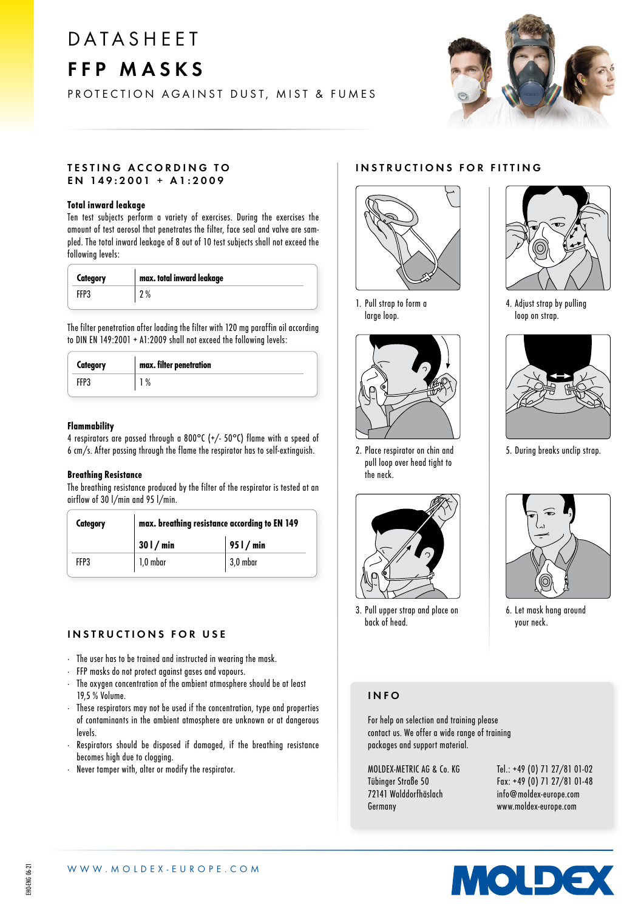# DATASHEET

# FFP MASKS

PROTECTION AGAINST DUST, MIST & FUMES

## TESTING ACCORDING TO EN 149:2001 + A1:2009

### Total inward leakage

Ten test subjects perform a variety of exercises. During the exercises the amount of test aerosol that penetrates the filter, face seal and valve are sampled. The total inward leakage of 8 out of 10 test subjects shall not exceed the following levels:

| Category | max. total inward leakage |
|---|---|
| FFP3 | 2 % |

The filter penetration after loading the filter with 120 mg paraffin oil according to DIN EN 149:2001 + A1:2009 shall not exceed the following levels:

| Category | max. filter penetration |
|---|---|
| FFP3 | 1 % |

### Flammability

4 respirators are passed through a 800°C (+/- 50°C) flame with a speed of 6 cm/s. After passing through the flame the respirator has to self-extinguish.

### Breathing Resistance

The breathing resistance produced by the filter of the respirator is tested at an airflow of 30 l/min and 95 l/min.

| Category | max. breathing resistance according to EN 149 | |
|---|---|---|
| | 30 l / min | 95 l / min |
| FFP3 | 1,0 mbar | 3,0 mbar |

## INSTRUCTIONS FOR USE

- The user has to be trained and instructed in wearing the mask.
- FFP masks do not protect against gases and vapours.
- The oxygen concentration of the ambient atmosphere should be at least 19,5 % Volume.
- These respirators may not be used if the concentration, type and properties of contaminants in the ambient atmosphere are unknown or at dangerous levels.
- Respirators should be disposed if damaged, if the breathing resistance becomes high due to clogging.
- Never tamper with, alter or modify the respirator.

## INSTRUCTIONS FOR FITTING

1. Pull strap to form a large loop.
2. Place respirator on chin and pull loop over head tight to the neck.
3. Pull upper strap and place on back of head.
4. Adjust strap by pulling loop on strap.
5. During breaks unclip strap.
6. Let mask hang around your neck.

## INFO

For help on selection and training please contact us. We offer a wide range of training packages and support material.

MOLDEX-METRIC AG & Co. KG
Tübinger Straße 50
72141 Walddorfhäslach
Germany

Tel.: +49 (0) 71 27/81 01-02
Fax: +49 (0) 71 27/81 01-48
info@moldex-europe.com
www.moldex-europe.com

WWW.MOLDEX-EUROPE.COM

MOLDEX

EHO-ENG 06-21